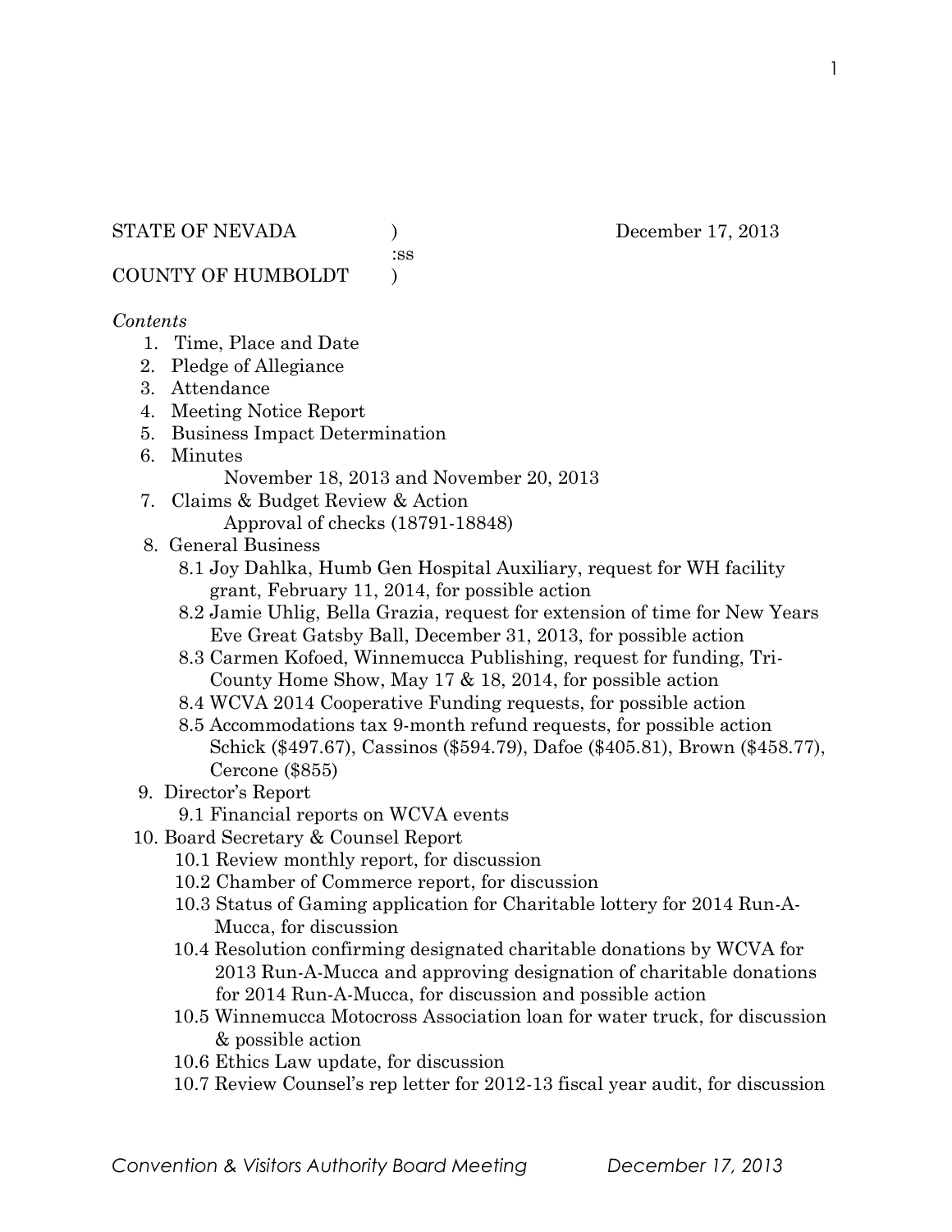STATE OF NEVADA ) December 17, 2013
:ss
COUNTY OF HUMBOLDT )

*Contents*

1. Time, Place and Date
2. Pledge of Allegiance
3. Attendance
4. Meeting Notice Report
5. Business Impact Determination
6. Minutes
   November 18, 2013 and November 20, 2013
7. Claims & Budget Review & Action
   Approval of checks (18791-18848)
8. General Business
   - 8.1 Joy Dahlka, Humb Gen Hospital Auxiliary, request for WH facility grant, February 11, 2014, for possible action
   - 8.2 Jamie Uhlig, Bella Grazia, request for extension of time for New Years Eve Great Gatsby Ball, December 31, 2013, for possible action
   - 8.3 Carmen Kofoed, Winnemucca Publishing, request for funding, Tri-County Home Show, May 17 & 18, 2014, for possible action
   - 8.4 WCVA 2014 Cooperative Funding requests, for possible action
   - 8.5 Accommodations tax 9-month refund requests, for possible action Schick ($497.67), Cassinos ($594.79), Dafoe ($405.81), Brown ($458.77), Cercone ($855)
9. Director's Report
   - 9.1 Financial reports on WCVA events
10. Board Secretary & Counsel Report
    - 10.1 Review monthly report, for discussion
    - 10.2 Chamber of Commerce report, for discussion
    - 10.3 Status of Gaming application for Charitable lottery for 2014 Run-A-Mucca, for discussion
    - 10.4 Resolution confirming designated charitable donations by WCVA for 2013 Run-A-Mucca and approving designation of charitable donations for 2014 Run-A-Mucca, for discussion and possible action
    - 10.5 Winnemucca Motocross Association loan for water truck, for discussion & possible action
    - 10.6 Ethics Law update, for discussion
    - 10.7 Review Counsel's rep letter for 2012-13 fiscal year audit, for discussion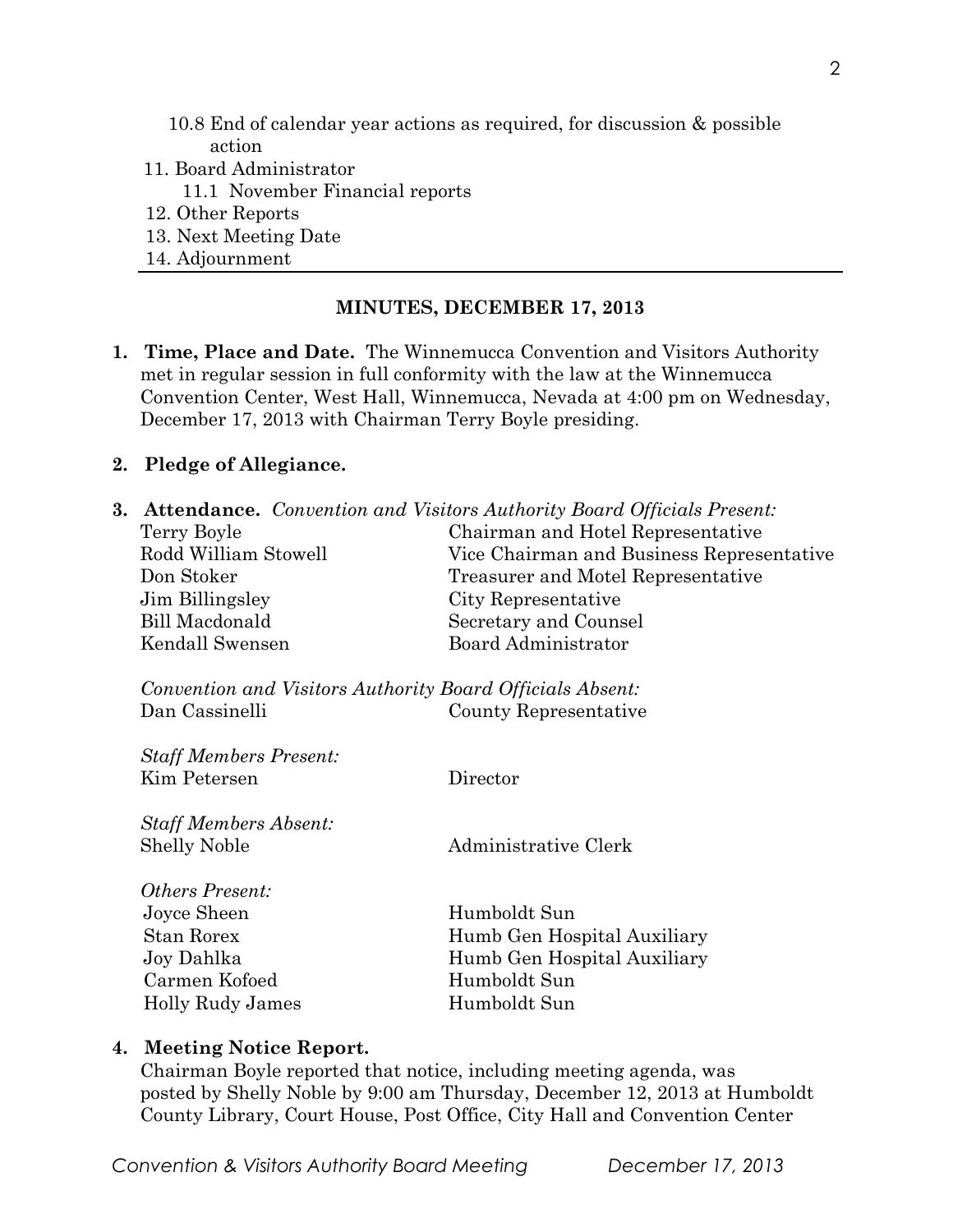10.8 End of calendar year actions as required, for discussion & possible action

11. Board Administrator
    11.1 November Financial reports
12. Other Reports
13. Next Meeting Date
14. Adjournment

---

## MINUTES, DECEMBER 17, 2013

1. **Time, Place and Date.** The Winnemucca Convention and Visitors Authority met in regular session in full conformity with the law at the Winnemucca Convention Center, West Hall, Winnemucca, Nevada at 4:00 pm on Wednesday, December 17, 2013 with Chairman Terry Boyle presiding.

2. **Pledge of Allegiance.**

3. **Attendance.** *Convention and Visitors Authority Board Officials Present:*

| | |
|---|---|
| Terry Boyle | Chairman and Hotel Representative |
| Rodd William Stowell | Vice Chairman and Business Representative |
| Don Stoker | Treasurer and Motel Representative |
| Jim Billingsley | City Representative |
| Bill Macdonald | Secretary and Counsel |
| Kendall Swensen | Board Administrator |

*Convention and Visitors Authority Board Officials Absent:*

| | |
|---|---|
| Dan Cassinelli | County Representative |

*Staff Members Present:*

| | |
|---|---|
| Kim Petersen | Director |

*Staff Members Absent:*

| | |
|---|---|
| Shelly Noble | Administrative Clerk |

*Others Present:*

| | |
|---|---|
| Joyce Sheen | Humboldt Sun |
| Stan Rorex | Humb Gen Hospital Auxiliary |
| Joy Dahlka | Humb Gen Hospital Auxiliary |
| Carmen Kofoed | Humboldt Sun |
| Holly Rudy James | Humboldt Sun |

4. **Meeting Notice Report.**
   Chairman Boyle reported that notice, including meeting agenda, was posted by Shelly Noble by 9:00 am Thursday, December 12, 2013 at Humboldt County Library, Court House, Post Office, City Hall and Convention Center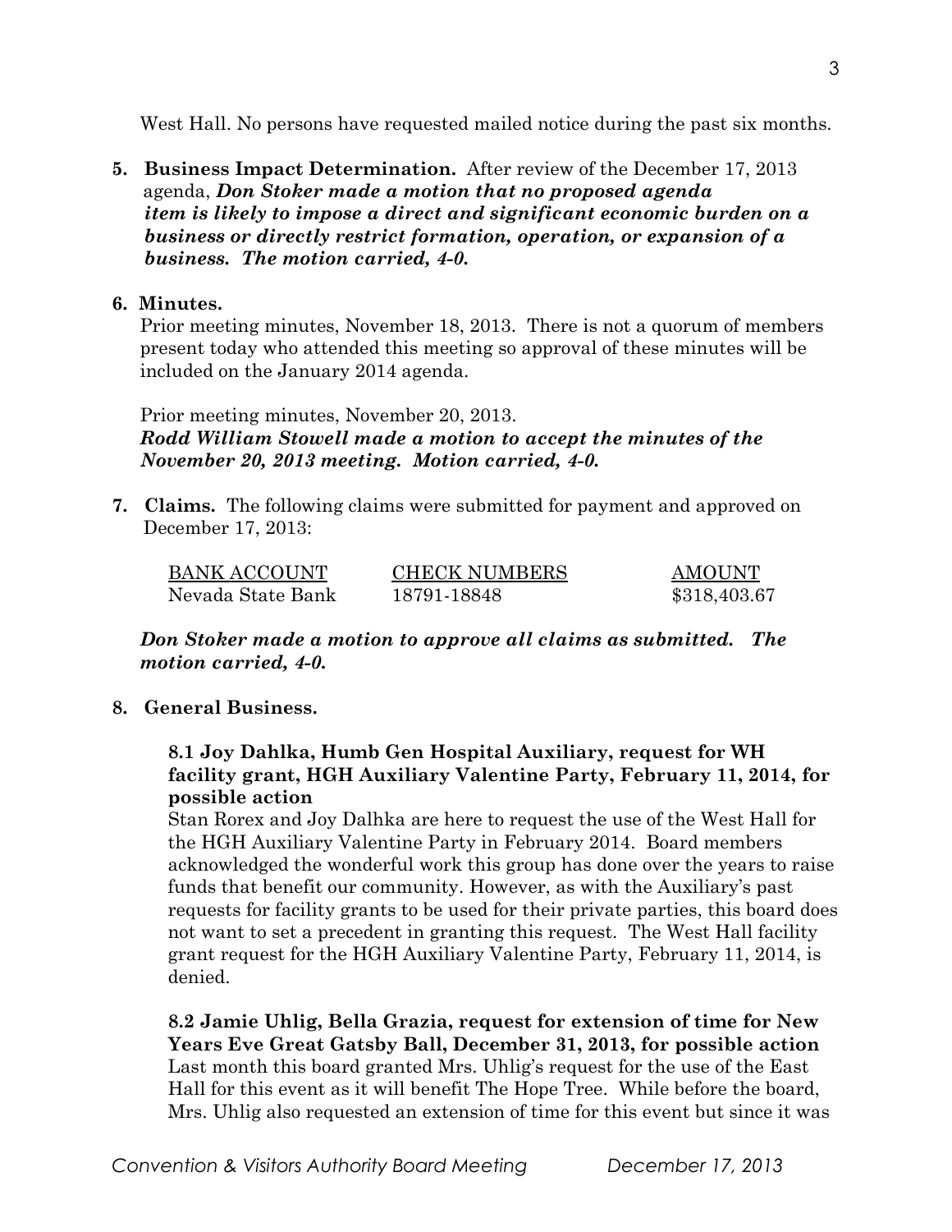West Hall. No persons have requested mailed notice during the past six months.

**5. Business Impact Determination.** After review of the December 17, 2013 agenda, ***Don Stoker made a motion that no proposed agenda item is likely to impose a direct and significant economic burden on a business or directly restrict formation, operation, or expansion of a business. The motion carried, 4-0.***

**6. Minutes.**

Prior meeting minutes, November 18, 2013. There is not a quorum of members present today who attended this meeting so approval of these minutes will be included on the January 2014 agenda.

Prior meeting minutes, November 20, 2013.
***Rodd William Stowell made a motion to accept the minutes of the November 20, 2013 meeting. Motion carried, 4-0.***

**7. Claims.** The following claims were submitted for payment and approved on December 17, 2013:

| BANK ACCOUNT | CHECK NUMBERS | AMOUNT |
|---|---|---|
| Nevada State Bank | 18791-18848 | $318,403.67 |

***Don Stoker made a motion to approve all claims as submitted. The motion carried, 4-0.***

**8. General Business.**

**8.1 Joy Dahlka, Humb Gen Hospital Auxiliary, request for WH facility grant, HGH Auxiliary Valentine Party, February 11, 2014, for possible action**

Stan Rorex and Joy Dalhka are here to request the use of the West Hall for the HGH Auxiliary Valentine Party in February 2014. Board members acknowledged the wonderful work this group has done over the years to raise funds that benefit our community. However, as with the Auxiliary's past requests for facility grants to be used for their private parties, this board does not want to set a precedent in granting this request. The West Hall facility grant request for the HGH Auxiliary Valentine Party, February 11, 2014, is denied.

**8.2 Jamie Uhlig, Bella Grazia, request for extension of time for New Years Eve Great Gatsby Ball, December 31, 2013, for possible action**

Last month this board granted Mrs. Uhlig's request for the use of the East Hall for this event as it will benefit The Hope Tree. While before the board, Mrs. Uhlig also requested an extension of time for this event but since it was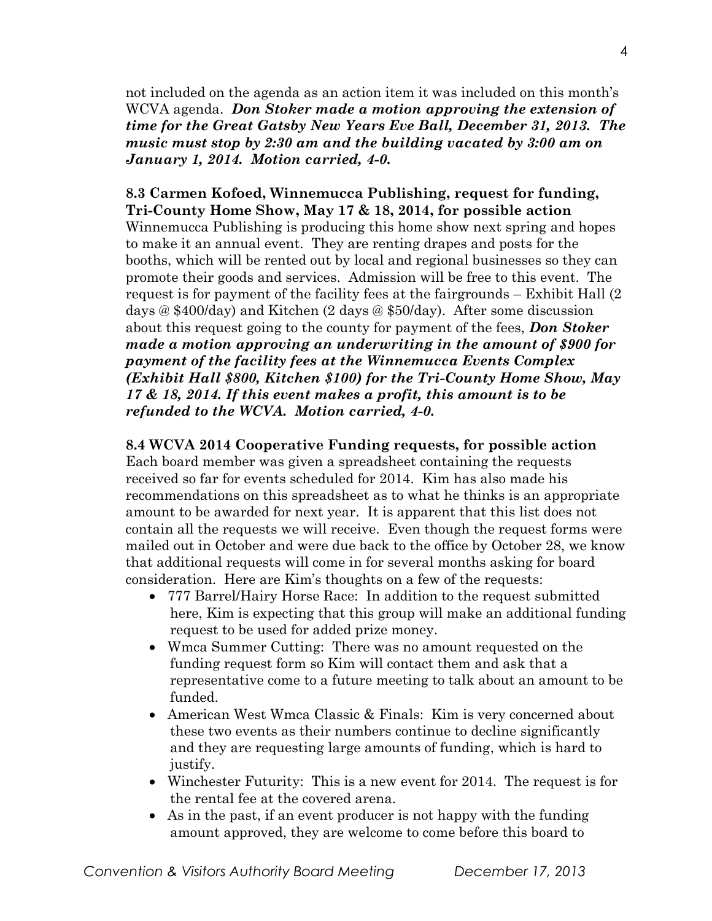not included on the agenda as an action item it was included on this month's WCVA agenda. ***Don Stoker made a motion approving the extension of time for the Great Gatsby New Years Eve Ball, December 31, 2013. The music must stop by 2:30 am and the building vacated by 3:00 am on January 1, 2014. Motion carried, 4-0.***

**8.3 Carmen Kofoed, Winnemucca Publishing, request for funding, Tri-County Home Show, May 17 & 18, 2014, for possible action**

Winnemucca Publishing is producing this home show next spring and hopes to make it an annual event. They are renting drapes and posts for the booths, which will be rented out by local and regional businesses so they can promote their goods and services. Admission will be free to this event. The request is for payment of the facility fees at the fairgrounds – Exhibit Hall (2 days @ $400/day) and Kitchen (2 days @ $50/day). After some discussion about this request going to the county for payment of the fees, ***Don Stoker made a motion approving an underwriting in the amount of $900 for payment of the facility fees at the Winnemucca Events Complex (Exhibit Hall $800, Kitchen $100) for the Tri-County Home Show, May 17 & 18, 2014. If this event makes a profit, this amount is to be refunded to the WCVA. Motion carried, 4-0.***

**8.4 WCVA 2014 Cooperative Funding requests, for possible action**

Each board member was given a spreadsheet containing the requests received so far for events scheduled for 2014. Kim has also made his recommendations on this spreadsheet as to what he thinks is an appropriate amount to be awarded for next year. It is apparent that this list does not contain all the requests we will receive. Even though the request forms were mailed out in October and were due back to the office by October 28, we know that additional requests will come in for several months asking for board consideration. Here are Kim's thoughts on a few of the requests:

- 777 Barrel/Hairy Horse Race: In addition to the request submitted here, Kim is expecting that this group will make an additional funding request to be used for added prize money.
- Wmca Summer Cutting: There was no amount requested on the funding request form so Kim will contact them and ask that a representative come to a future meeting to talk about an amount to be funded.
- American West Wmca Classic & Finals: Kim is very concerned about these two events as their numbers continue to decline significantly and they are requesting large amounts of funding, which is hard to justify.
- Winchester Futurity: This is a new event for 2014. The request is for the rental fee at the covered arena.
- As in the past, if an event producer is not happy with the funding amount approved, they are welcome to come before this board to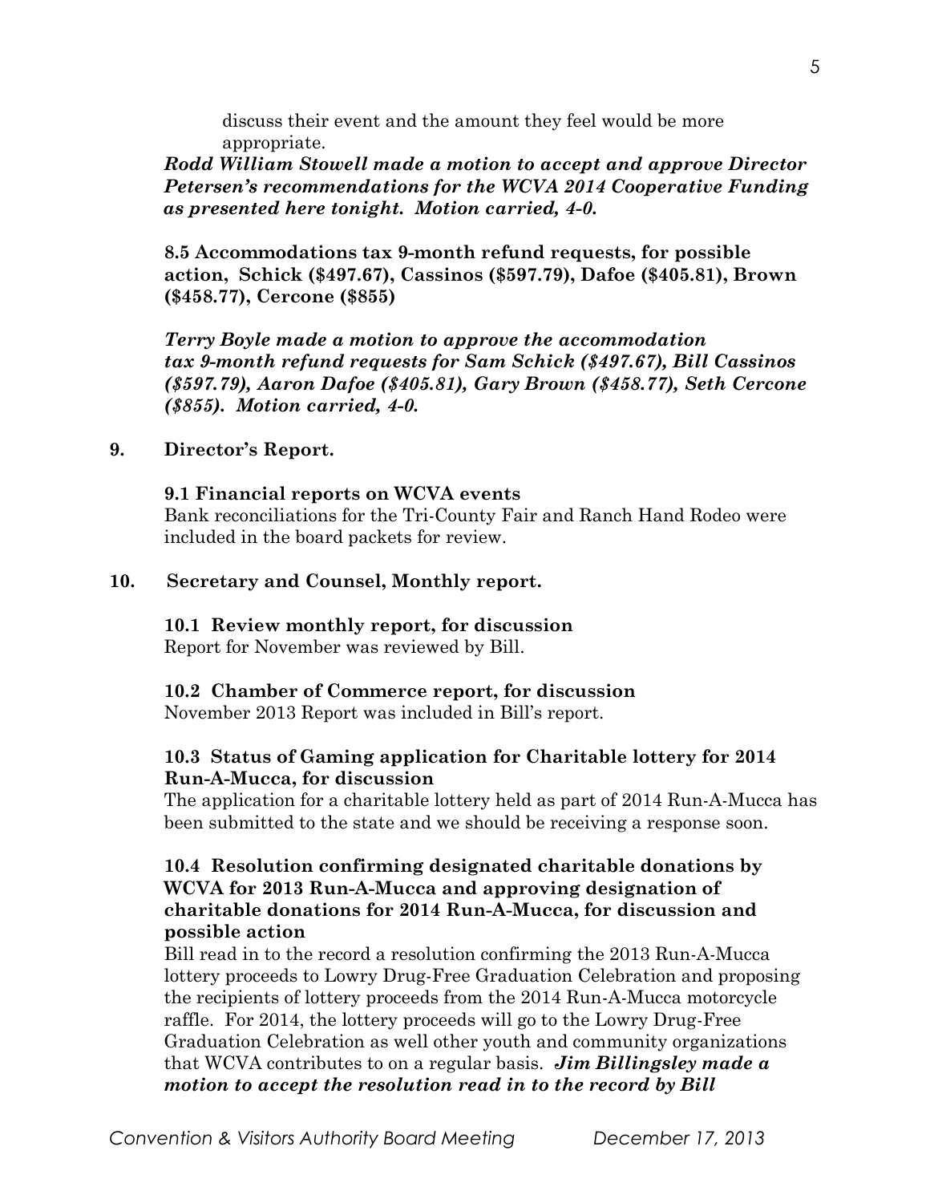discuss their event and the amount they feel would be more appropriate.

***Rodd William Stowell made a motion to accept and approve Director Petersen's recommendations for the WCVA 2014 Cooperative Funding as presented here tonight. Motion carried, 4-0.***

**8.5 Accommodations tax 9-month refund requests, for possible action, Schick ($497.67), Cassinos ($597.79), Dafoe ($405.81), Brown ($458.77), Cercone ($855)**

***Terry Boyle made a motion to approve the accommodation tax 9-month refund requests for Sam Schick ($497.67), Bill Cassinos ($597.79), Aaron Dafoe ($405.81), Gary Brown ($458.77), Seth Cercone ($855). Motion carried, 4-0.***

**9. Director's Report.**

**9.1 Financial reports on WCVA events**

Bank reconciliations for the Tri-County Fair and Ranch Hand Rodeo were included in the board packets for review.

**10. Secretary and Counsel, Monthly report.**

**10.1 Review monthly report, for discussion**

Report for November was reviewed by Bill.

**10.2 Chamber of Commerce report, for discussion**

November 2013 Report was included in Bill's report.

**10.3 Status of Gaming application for Charitable lottery for 2014 Run-A-Mucca, for discussion**

The application for a charitable lottery held as part of 2014 Run-A-Mucca has been submitted to the state and we should be receiving a response soon.

**10.4 Resolution confirming designated charitable donations by WCVA for 2013 Run-A-Mucca and approving designation of charitable donations for 2014 Run-A-Mucca, for discussion and possible action**

Bill read in to the record a resolution confirming the 2013 Run-A-Mucca lottery proceeds to Lowry Drug-Free Graduation Celebration and proposing the recipients of lottery proceeds from the 2014 Run-A-Mucca motorcycle raffle. For 2014, the lottery proceeds will go to the Lowry Drug-Free Graduation Celebration as well other youth and community organizations that WCVA contributes to on a regular basis. ***Jim Billingsley made a motion to accept the resolution read in to the record by Bill***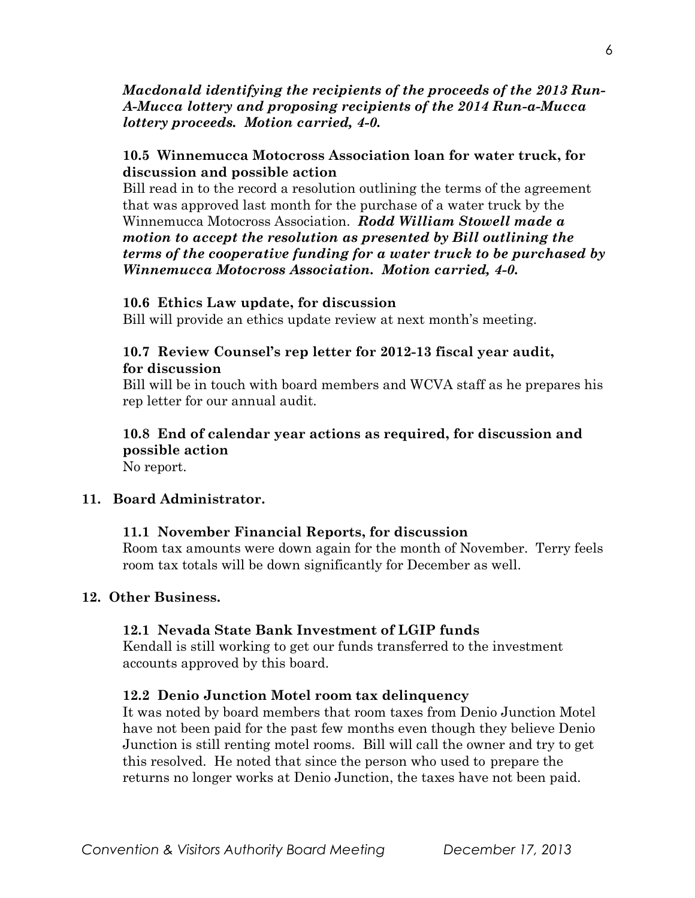***Macdonald identifying the recipients of the proceeds of the 2013 Run-A-Mucca lottery and proposing recipients of the 2014 Run-a-Mucca lottery proceeds. Motion carried, 4-0.***

**10.5 Winnemucca Motocross Association loan for water truck, for discussion and possible action**

Bill read in to the record a resolution outlining the terms of the agreement that was approved last month for the purchase of a water truck by the Winnemucca Motocross Association. ***Rodd William Stowell made a motion to accept the resolution as presented by Bill outlining the terms of the cooperative funding for a water truck to be purchased by Winnemucca Motocross Association. Motion carried, 4-0.***

**10.6 Ethics Law update, for discussion**

Bill will provide an ethics update review at next month's meeting.

**10.7 Review Counsel's rep letter for 2012-13 fiscal year audit, for discussion**

Bill will be in touch with board members and WCVA staff as he prepares his rep letter for our annual audit.

**10.8 End of calendar year actions as required, for discussion and possible action**

No report.

**11. Board Administrator.**

**11.1 November Financial Reports, for discussion**

Room tax amounts were down again for the month of November. Terry feels room tax totals will be down significantly for December as well.

**12. Other Business.**

**12.1 Nevada State Bank Investment of LGIP funds**

Kendall is still working to get our funds transferred to the investment accounts approved by this board.

**12.2 Denio Junction Motel room tax delinquency**

It was noted by board members that room taxes from Denio Junction Motel have not been paid for the past few months even though they believe Denio Junction is still renting motel rooms. Bill will call the owner and try to get this resolved. He noted that since the person who used to prepare the returns no longer works at Denio Junction, the taxes have not been paid.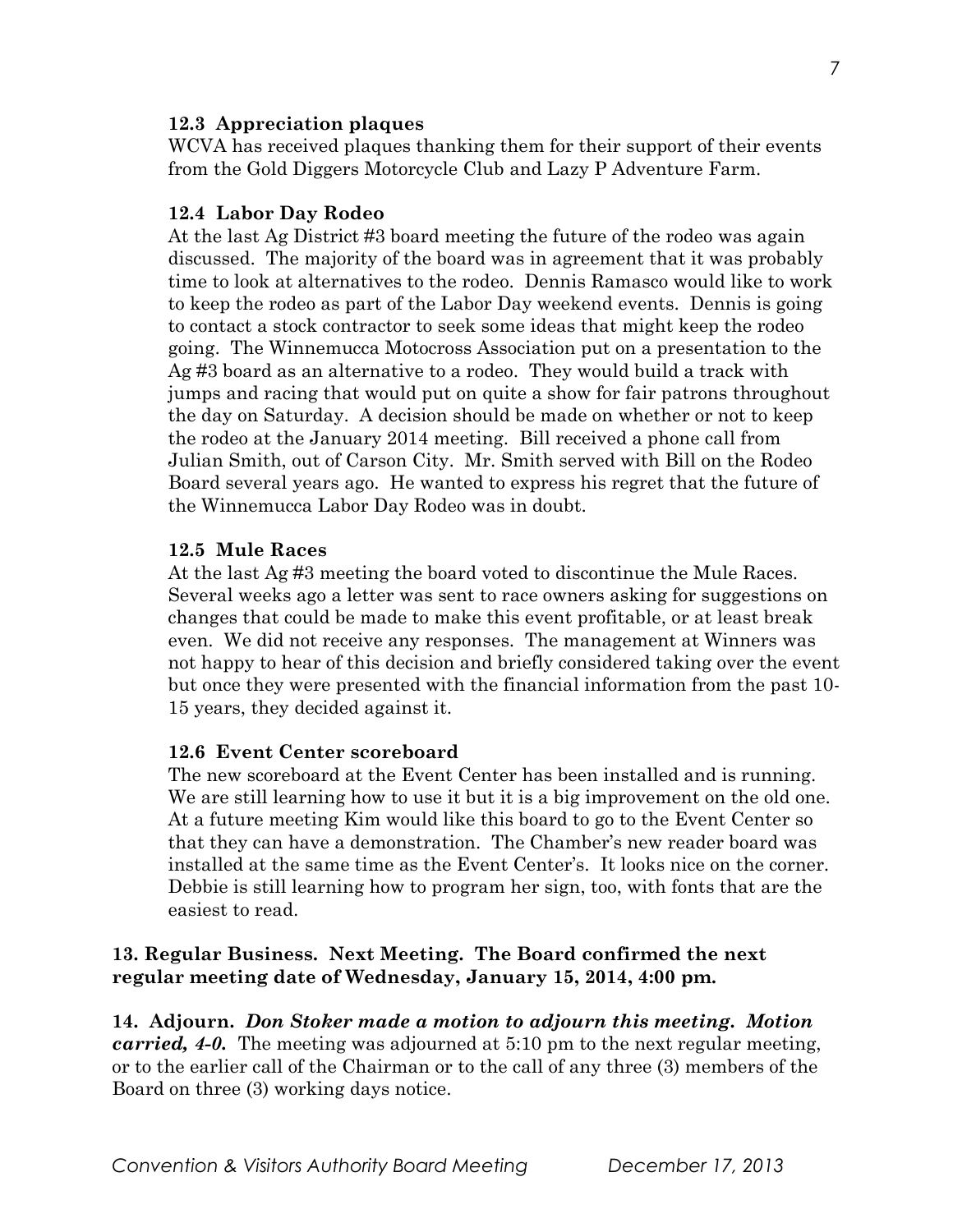### 12.3 Appreciation plaques

WCVA has received plaques thanking them for their support of their events from the Gold Diggers Motorcycle Club and Lazy P Adventure Farm.

### 12.4 Labor Day Rodeo

At the last Ag District #3 board meeting the future of the rodeo was again discussed. The majority of the board was in agreement that it was probably time to look at alternatives to the rodeo. Dennis Ramasco would like to work to keep the rodeo as part of the Labor Day weekend events. Dennis is going to contact a stock contractor to seek some ideas that might keep the rodeo going. The Winnemucca Motocross Association put on a presentation to the Ag #3 board as an alternative to a rodeo. They would build a track with jumps and racing that would put on quite a show for fair patrons throughout the day on Saturday. A decision should be made on whether or not to keep the rodeo at the January 2014 meeting. Bill received a phone call from Julian Smith, out of Carson City. Mr. Smith served with Bill on the Rodeo Board several years ago. He wanted to express his regret that the future of the Winnemucca Labor Day Rodeo was in doubt.

### 12.5 Mule Races

At the last Ag #3 meeting the board voted to discontinue the Mule Races. Several weeks ago a letter was sent to race owners asking for suggestions on changes that could be made to make this event profitable, or at least break even. We did not receive any responses. The management at Winners was not happy to hear of this decision and briefly considered taking over the event but once they were presented with the financial information from the past 10-15 years, they decided against it.

### 12.6 Event Center scoreboard

The new scoreboard at the Event Center has been installed and is running. We are still learning how to use it but it is a big improvement on the old one. At a future meeting Kim would like this board to go to the Event Center so that they can have a demonstration. The Chamber's new reader board was installed at the same time as the Event Center's. It looks nice on the corner. Debbie is still learning how to program her sign, too, with fonts that are the easiest to read.

**13. Regular Business. Next Meeting. The Board confirmed the next regular meeting date of Wednesday, January 15, 2014, 4:00 pm.**

**14. Adjourn.** ***Don Stoker made a motion to adjourn this meeting. Motion carried, 4-0.*** The meeting was adjourned at 5:10 pm to the next regular meeting, or to the earlier call of the Chairman or to the call of any three (3) members of the Board on three (3) working days notice.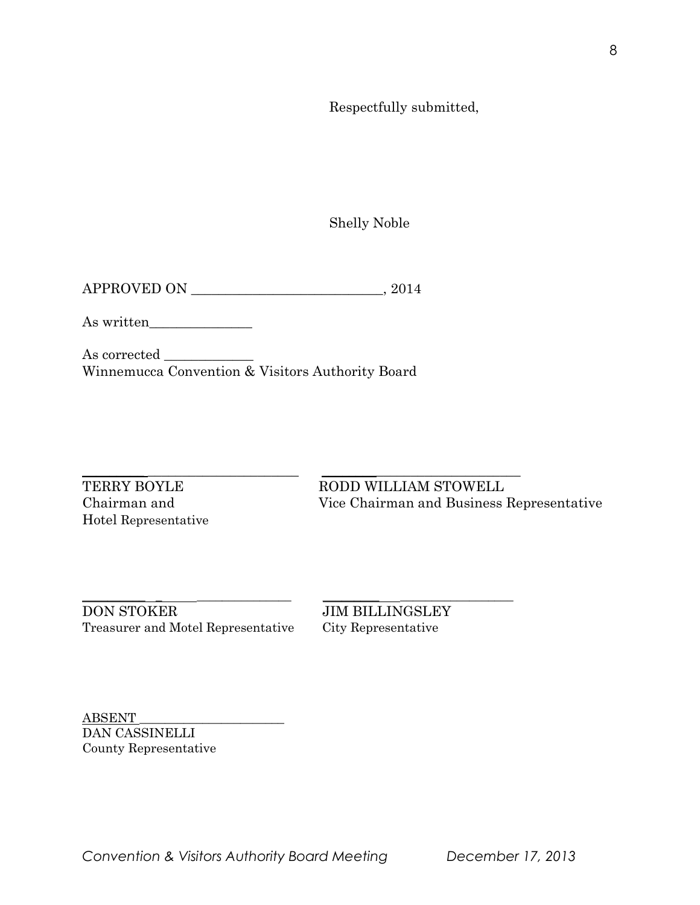Respectfully submitted,

Shelly Noble

APPROVED ON ___________________________, 2014

As written_______________

As corrected _____________
Winnemucca Convention & Visitors Authority Board

______________________________
TERRY BOYLE
Chairman and
Hotel Representative

______________________________
RODD WILLIAM STOWELL
Vice Chairman and Business Representative

______________________________
DON STOKER
Treasurer and Motel Representative

______________________________
JIM BILLINGSLEY
City Representative

ABSENT______________________
DAN CASSINELLI
County Representative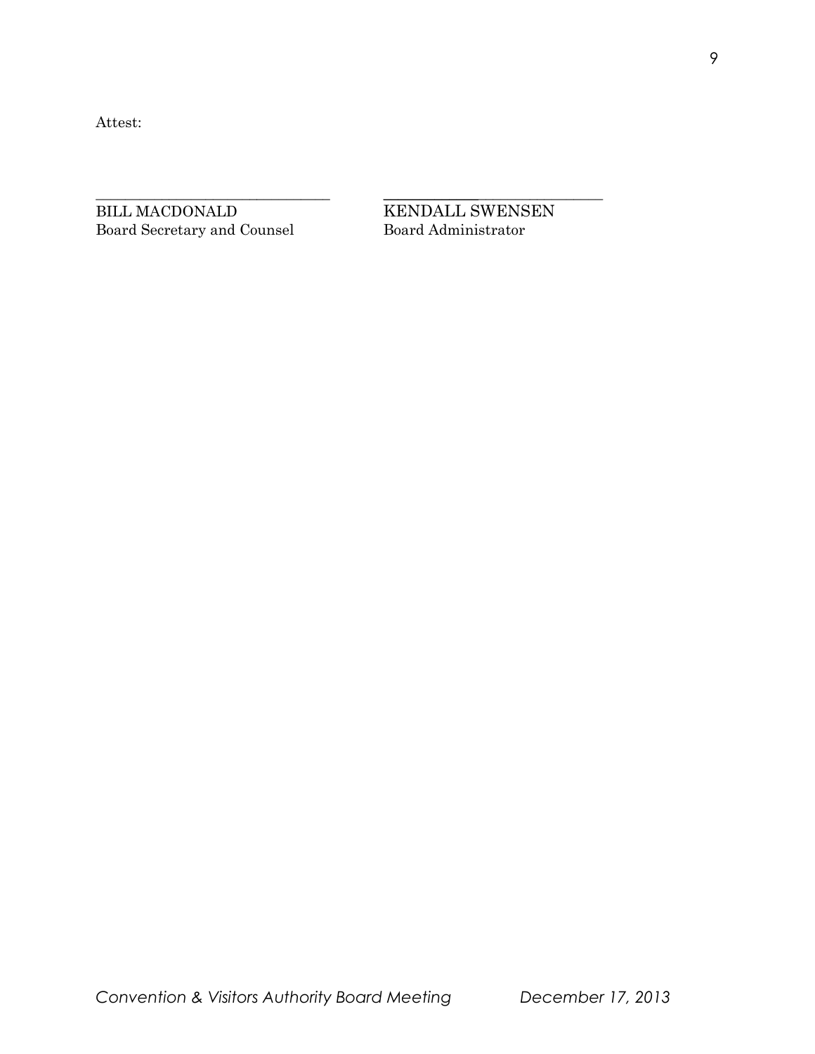Attest:

\_\_\_\_\_\_\_\_\_\_\_\_\_\_\_\_\_\_\_\_\_\_\_\_\_\_\_\_\_\_

BILL MACDONALD
Board Secretary and Counsel

\_\_\_\_\_\_\_\_\_\_\_\_\_\_\_\_\_\_\_\_\_\_\_\_\_\_\_\_\_\_

KENDALL SWENSEN
Board Administrator